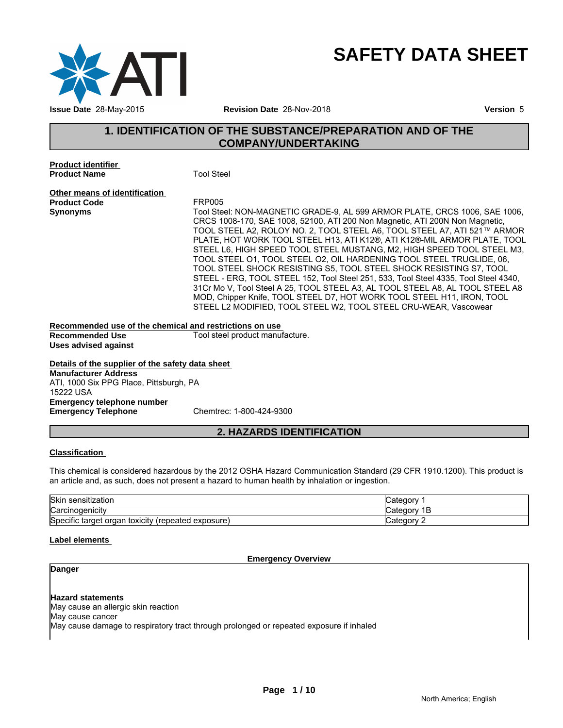# SAFETY DATA SHEET

**Issue Date** 28-May-2015 **Revision Date** 28-Nov-2018 **Version** 5

## 1. IDENTIFICATION OF THE SUBSTANCE/PREPARATION AND OF THE COMPANY/UNDERTAKING

**Product identifier**

**Product Name** Tool Steel

**Other means of identification**

**Product Code** FRP005

**Synonyms** Tool Steel: NON-MAGNETIC GRADE-9, AL 599 ARMOR PLATE, CRCS 1006, SAE 1006, CRCS 1008-170, SAE 1008, 52100, ATI 200 Non Magnetic, ATI 200N Non Magnetic, TOOL STEEL A2, ROLOY NO. 2, TOOL STEEL A6, TOOL STEEL A7, ATI 521™ ARMOR PLATE, HOT WORK TOOL STEEL H13, ATI K12®, ATI K12®-MIL ARMOR PLATE, TOOL STEEL L6, HIGH SPEED TOOL STEEL MUSTANG, M2, HIGH SPEED TOOL STEEL M3, TOOL STEEL O1, TOOL STEEL O2, OIL HARDENING TOOL STEEL TRUGLIDE, 06, TOOL STEEL SHOCK RESISTING S5, TOOL STEEL SHOCK RESISTING S7, TOOL STEEL - ERG, TOOL STEEL 152, Tool Steel 251, 533, Tool Steel 4335, Tool Steel 4340, 31Cr Mo V, Tool Steel A 25, TOOL STEEL A3, AL TOOL STEEL A8, AL TOOL STEEL A8 MOD, Chipper Knife, TOOL STEEL D7, HOT WORK TOOL STEEL H11, IRON, TOOL STEEL L2 MODIFIED, TOOL STEEL W2, TOOL STEEL CRU-WEAR, Vascowear

**Recommended use of the chemical and restrictions on use**

**Recommended Use** Tool steel product manufacture.

**Uses advised against**

**Details of the supplier of the safety data sheet**

**Manufacturer Address**
ATI, 1000 Six PPG Place, Pittsburgh, PA
15222 USA

**Emergency telephone number**

**Emergency Telephone** Chemtrec: 1-800-424-9300

## 2. HAZARDS IDENTIFICATION

**Classification**

This chemical is considered hazardous by the 2012 OSHA Hazard Communication Standard (29 CFR 1910.1200). This product is an article and, as such, does not present a hazard to human health by inhalation or ingestion.

| | |
|---|---|
| Skin sensitization | Category 1 |
| Carcinogenicity | Category 1B |
| Specific target organ toxicity (repeated exposure) | Category 2 |

**Label elements**

**Emergency Overview**

**Danger**

**Hazard statements**
May cause an allergic skin reaction
May cause cancer
May cause damage to respiratory tract through prolonged or repeated exposure if inhaled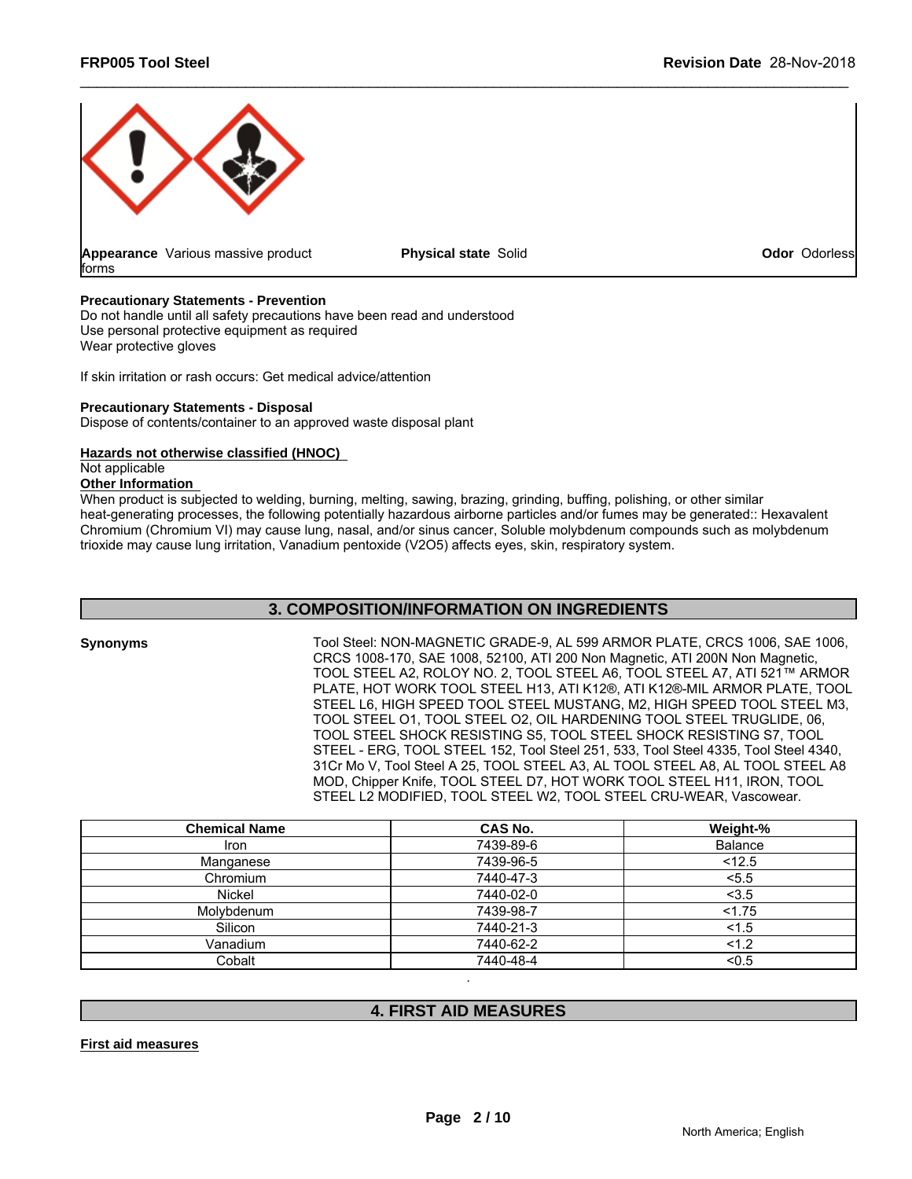**Appearance** Various massive product forms

**Physical state** Solid

**Odor** Odorless

**Precautionary Statements - Prevention**
Do not handle until all safety precautions have been read and understood
Use personal protective equipment as required
Wear protective gloves

If skin irritation or rash occurs: Get medical advice/attention

**Precautionary Statements - Disposal**
Dispose of contents/container to an approved waste disposal plant

**Hazards not otherwise classified (HNOC)**
Not applicable

**Other Information**
When product is subjected to welding, burning, melting, sawing, brazing, grinding, buffing, polishing, or other similar heat-generating processes, the following potentially hazardous airborne particles and/or fumes may be generated:: Hexavalent Chromium (Chromium VI) may cause lung, nasal, and/or sinus cancer, Soluble molybdenum compounds such as molybdenum trioxide may cause lung irritation, Vanadium pentoxide ($V_2O_5$) affects eyes, skin, respiratory system.

## 3. COMPOSITION/INFORMATION ON INGREDIENTS

**Synonyms** Tool Steel: NON-MAGNETIC GRADE-9, AL 599 ARMOR PLATE, CRCS 1006, SAE 1006, CRCS 1008-170, SAE 1008, 52100, ATI 200 Non Magnetic, ATI 200N Non Magnetic, TOOL STEEL A2, ROLOY NO. 2, TOOL STEEL A6, TOOL STEEL A7, ATI 521™ ARMOR PLATE, HOT WORK TOOL STEEL H13, ATI K12®, ATI K12®-MIL ARMOR PLATE, TOOL STEEL L6, HIGH SPEED TOOL STEEL MUSTANG, M2, HIGH SPEED TOOL STEEL M3, TOOL STEEL O1, TOOL STEEL O2, OIL HARDENING TOOL STEEL TRUGLIDE, 06, TOOL STEEL SHOCK RESISTING S5, TOOL STEEL SHOCK RESISTING S7, TOOL STEEL - ERG, TOOL STEEL 152, Tool Steel 251, 533, Tool Steel 4335, Tool Steel 4340, 31Cr Mo V, Tool Steel A 25, TOOL STEEL A3, AL TOOL STEEL A8, AL TOOL STEEL A8 MOD, Chipper Knife, TOOL STEEL D7, HOT WORK TOOL STEEL H11, IRON, TOOL STEEL L2 MODIFIED, TOOL STEEL W2, TOOL STEEL CRU-WEAR, Vascowear.

| Chemical Name | CAS No. | Weight-% |
|---|---|---|
| Iron | 7439-89-6 | Balance |
| Manganese | 7439-96-5 | <12.5 |
| Chromium | 7440-47-3 | <5.5 |
| Nickel | 7440-02-0 | <3.5 |
| Molybdenum | 7439-98-7 | <1.75 |
| Silicon | 7440-21-3 | <1.5 |
| Vanadium | 7440-62-2 | <1.2 |
| Cobalt | 7440-48-4 | <0.5 |

## 4. FIRST AID MEASURES

**First aid measures**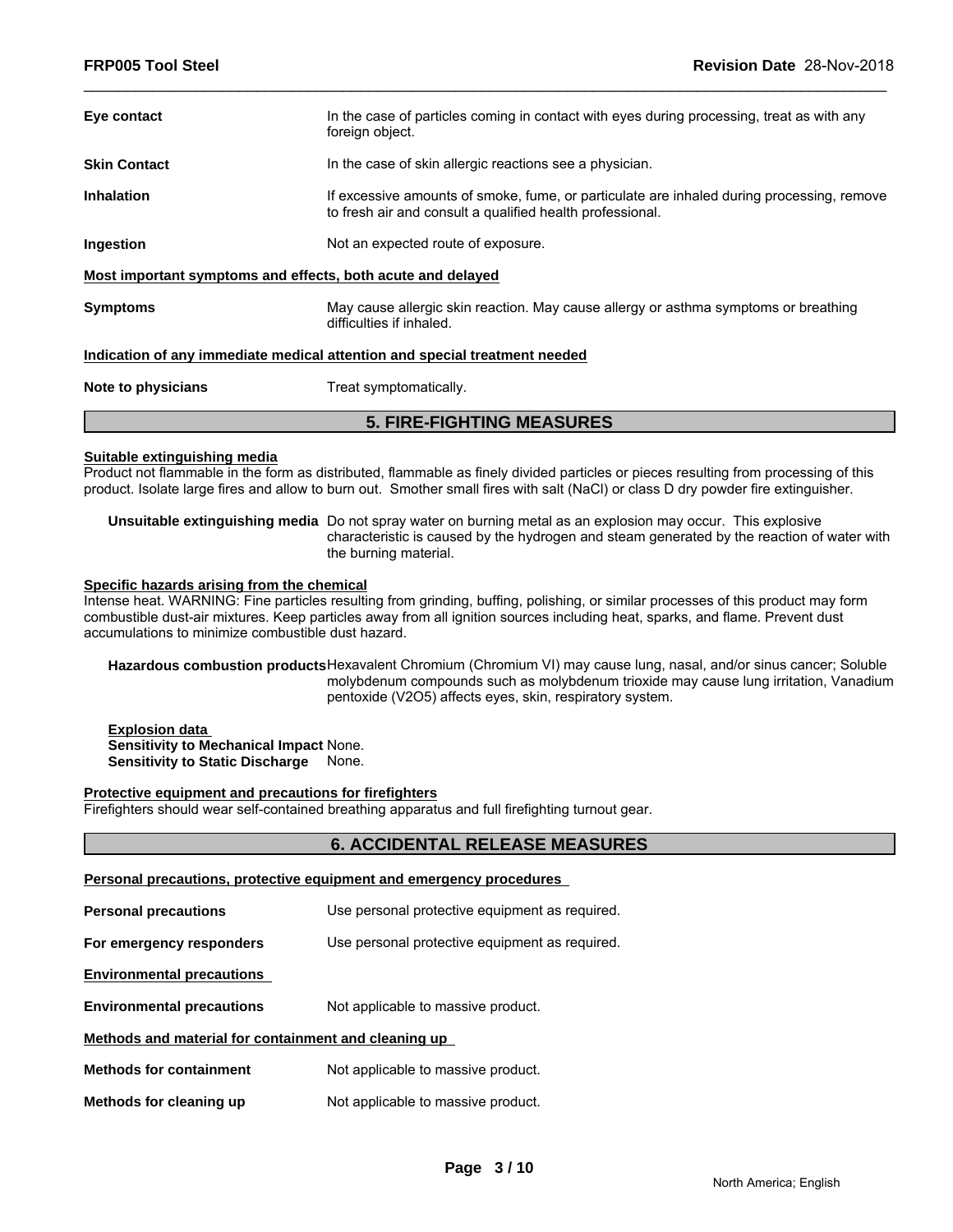**Eye contact** In the case of particles coming in contact with eyes during processing, treat as with any foreign object.

**Skin Contact** In the case of skin allergic reactions see a physician.

**Inhalation** If excessive amounts of smoke, fume, or particulate are inhaled during processing, remove to fresh air and consult a qualified health professional.

**Ingestion** Not an expected route of exposure.

**Most important symptoms and effects, both acute and delayed**

**Symptoms** May cause allergic skin reaction. May cause allergy or asthma symptoms or breathing difficulties if inhaled.

**Indication of any immediate medical attention and special treatment needed**

**Note to physicians** Treat symptomatically.

## 5. FIRE-FIGHTING MEASURES

**Suitable extinguishing media**

Product not flammable in the form as distributed, flammable as finely divided particles or pieces resulting from processing of this product. Isolate large fires and allow to burn out. Smother small fires with salt (NaCl) or class D dry powder fire extinguisher.

**Unsuitable extinguishing media** Do not spray water on burning metal as an explosion may occur. This explosive characteristic is caused by the hydrogen and steam generated by the reaction of water with the burning material.

**Specific hazards arising from the chemical**

Intense heat. WARNING: Fine particles resulting from grinding, buffing, polishing, or similar processes of this product may form combustible dust-air mixtures. Keep particles away from all ignition sources including heat, sparks, and flame. Prevent dust accumulations to minimize combustible dust hazard.

**Hazardous combustion products** Hexavalent Chromium (Chromium VI) may cause lung, nasal, and/or sinus cancer; Soluble molybdenum compounds such as molybdenum trioxide may cause lung irritation, Vanadium pentoxide ($V_2O_5$) affects eyes, skin, respiratory system.

**Explosion data**

**Sensitivity to Mechanical Impact** None.

**Sensitivity to Static Discharge** None.

**Protective equipment and precautions for firefighters**

Firefighters should wear self-contained breathing apparatus and full firefighting turnout gear.

## 6. ACCIDENTAL RELEASE MEASURES

**Personal precautions, protective equipment and emergency procedures**

**Personal precautions** Use personal protective equipment as required.

**For emergency responders** Use personal protective equipment as required.

**Environmental precautions**

**Environmental precautions** Not applicable to massive product.

**Methods and material for containment and cleaning up**

**Methods for containment** Not applicable to massive product.

**Methods for cleaning up** Not applicable to massive product.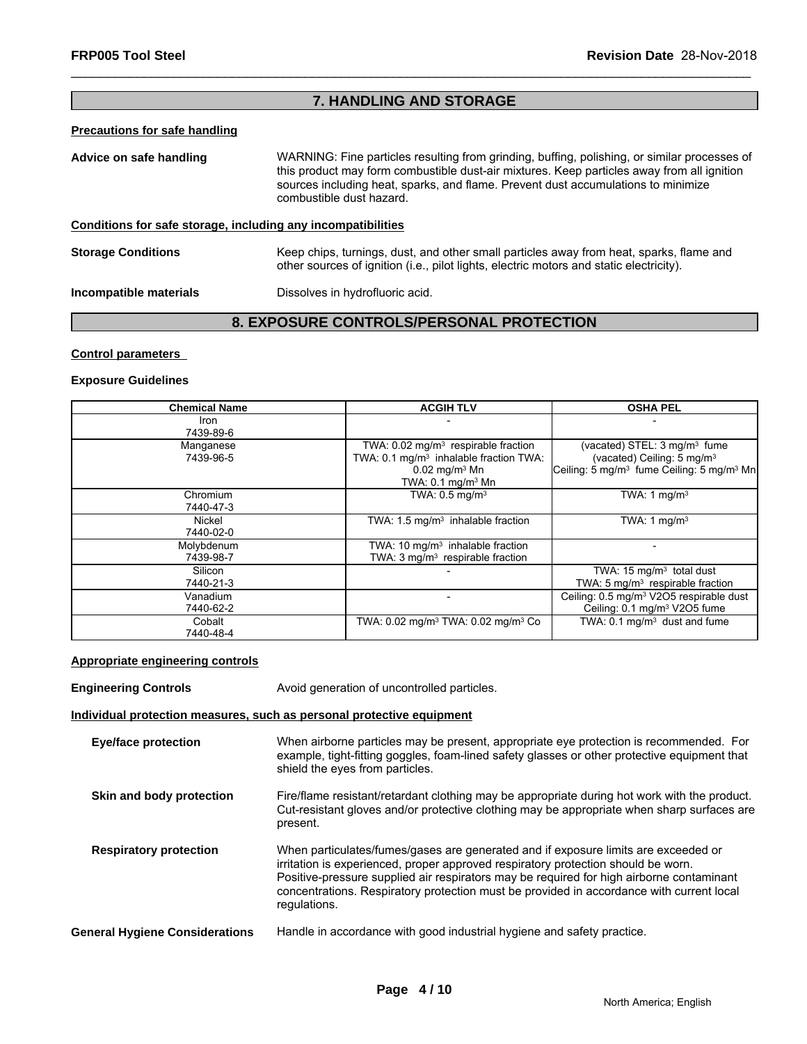## 7. HANDLING AND STORAGE

**Precautions for safe handling**

**Advice on safe handling** WARNING: Fine particles resulting from grinding, buffing, polishing, or similar processes of this product may form combustible dust-air mixtures. Keep particles away from all ignition sources including heat, sparks, and flame. Prevent dust accumulations to minimize combustible dust hazard.

**Conditions for safe storage, including any incompatibilities**

**Storage Conditions** Keep chips, turnings, dust, and other small particles away from heat, sparks, flame and other sources of ignition (i.e., pilot lights, electric motors and static electricity).

**Incompatible materials** Dissolves in hydrofluoric acid.

## 8. EXPOSURE CONTROLS/PERSONAL PROTECTION

**Control parameters**

**Exposure Guidelines**

| Chemical Name | ACGIH TLV | OSHA PEL |
|---|---|---|
| Iron<br>7439-89-6 | - | - |
| Manganese<br>7439-96-5 | TWA: 0.02 mg/m$^3$ respirable fraction<br>TWA: 0.1 mg/m$^3$ inhalable fraction TWA: 0.02 mg/m$^3$ Mn<br>TWA: 0.1 mg/m$^3$ Mn | (vacated) STEL: 3 mg/m$^3$ fume<br>(vacated) Ceiling: 5 mg/m$^3$<br>Ceiling: 5 mg/m$^3$ fume Ceiling: 5 mg/m$^3$ Mn |
| Chromium<br>7440-47-3 | TWA: 0.5 mg/m$^3$ | TWA: 1 mg/m$^3$ |
| Nickel<br>7440-02-0 | TWA: 1.5 mg/m$^3$ inhalable fraction | TWA: 1 mg/m$^3$ |
| Molybdenum<br>7439-98-7 | TWA: 10 mg/m$^3$ inhalable fraction<br>TWA: 3 mg/m$^3$ respirable fraction | - |
| Silicon<br>7440-21-3 | - | TWA: 15 mg/m$^3$ total dust<br>TWA: 5 mg/m$^3$ respirable fraction |
| Vanadium<br>7440-62-2 | - | Ceiling: 0.5 mg/m$^3$ $V_2O_5$ respirable dust<br>Ceiling: 0.1 mg/m$^3$ $V_2O_5$ fume |
| Cobalt<br>7440-48-4 | TWA: 0.02 mg/m$^3$ TWA: 0.02 mg/m$^3$ Co | TWA: 0.1 mg/m$^3$ dust and fume |

**Appropriate engineering controls**

**Engineering Controls** Avoid generation of uncontrolled particles.

**Individual protection measures, such as personal protective equipment**

**Eye/face protection** When airborne particles may be present, appropriate eye protection is recommended. For example, tight-fitting goggles, foam-lined safety glasses or other protective equipment that shield the eyes from particles.

**Skin and body protection** Fire/flame resistant/retardant clothing may be appropriate during hot work with the product. Cut-resistant gloves and/or protective clothing may be appropriate when sharp surfaces are present.

**Respiratory protection** When particulates/fumes/gases are generated and if exposure limits are exceeded or irritation is experienced, proper approved respiratory protection should be worn. Positive-pressure supplied air respirators may be required for high airborne contaminant concentrations. Respiratory protection must be provided in accordance with current local regulations.

**General Hygiene Considerations** Handle in accordance with good industrial hygiene and safety practice.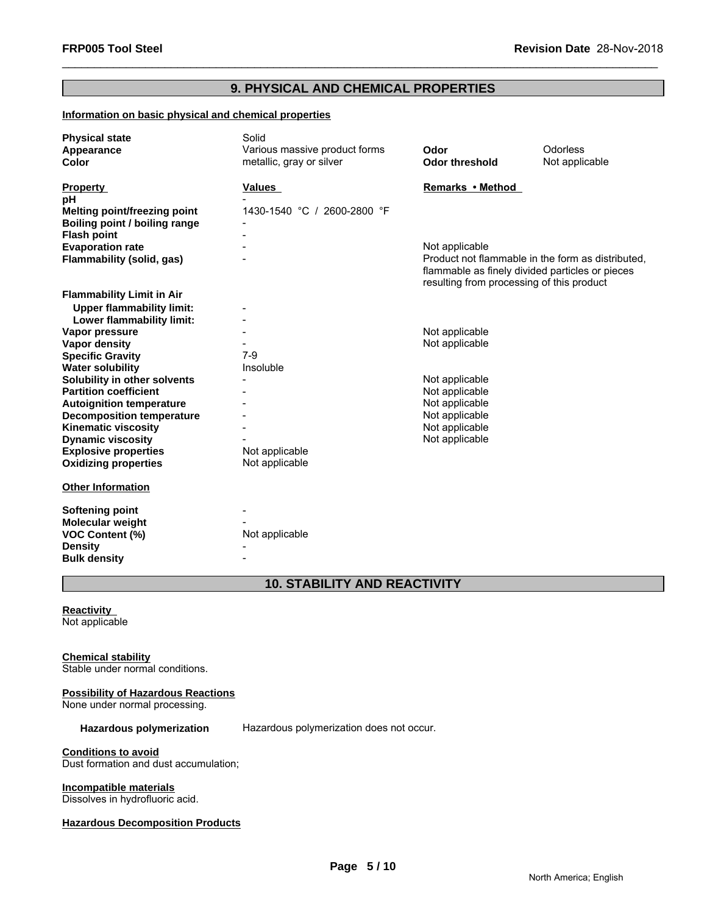## 9. PHYSICAL AND CHEMICAL PROPERTIES

**Information on basic physical and chemical properties**

| | | | |
|---|---|---|---|
| **Physical state** | Solid | | |
| **Appearance** | Various massive product forms | **Odor** | Odorless |
| **Color** | metallic, gray or silver | **Odor threshold** | Not applicable |

| **Property** | **Values** | **Remarks • Method** |
|---|---|---|
| **pH** | - | |
| **Melting point/freezing point** | 1430-1540 °C / 2600-2800 °F | |
| **Boiling point / boiling range** | - | |
| **Flash point** | - | |
| **Evaporation rate** | - | Not applicable |
| **Flammability (solid, gas)** | - | Product not flammable in the form as distributed, flammable as finely divided particles or pieces resulting from processing of this product |
| **Flammability Limit in Air** | | |
| **Upper flammability limit:** | - | |
| **Lower flammability limit:** | - | |
| **Vapor pressure** | - | Not applicable |
| **Vapor density** | - | Not applicable |
| **Specific Gravity** | 7-9 | |
| **Water solubility** | Insoluble | |
| **Solubility in other solvents** | - | Not applicable |
| **Partition coefficient** | - | Not applicable |
| **Autoignition temperature** | - | Not applicable |
| **Decomposition temperature** | - | Not applicable |
| **Kinematic viscosity** | - | Not applicable |
| **Dynamic viscosity** | - | Not applicable |
| **Explosive properties** | Not applicable | |
| **Oxidizing properties** | Not applicable | |

**Other Information**

| | |
|---|---|
| **Softening point** | - |
| **Molecular weight** | - |
| **VOC Content (%)** | Not applicable |
| **Density** | - |
| **Bulk density** | - |

## 10. STABILITY AND REACTIVITY

**Reactivity**
Not applicable

**Chemical stability**
Stable under normal conditions.

**Possibility of Hazardous Reactions**
None under normal processing.

**Hazardous polymerization** Hazardous polymerization does not occur.

**Conditions to avoid**
Dust formation and dust accumulation;

**Incompatible materials**
Dissolves in hydrofluoric acid.

**Hazardous Decomposition Products**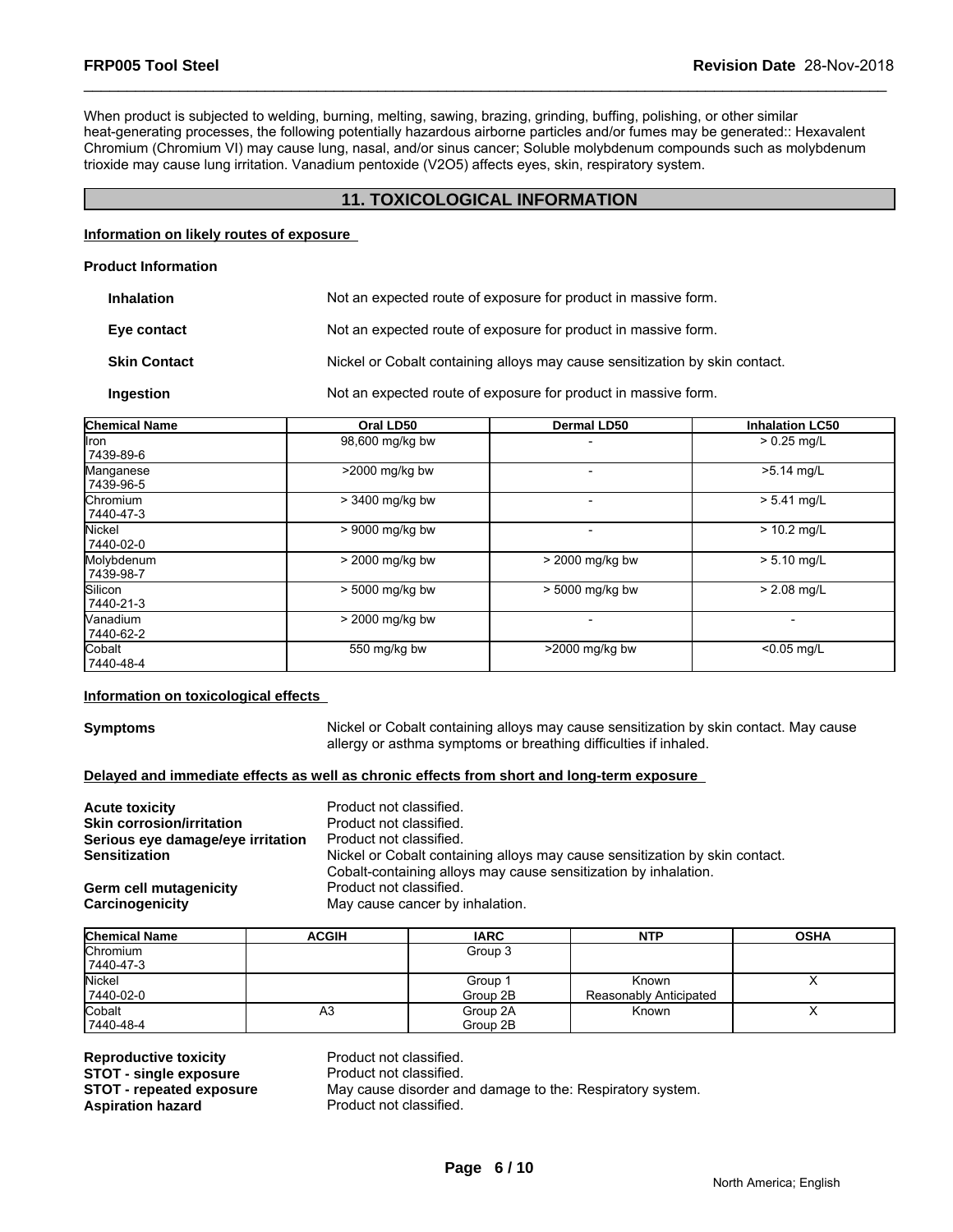When product is subjected to welding, burning, melting, sawing, brazing, grinding, buffing, polishing, or other similar heat-generating processes, the following potentially hazardous airborne particles and/or fumes may be generated:: Hexavalent Chromium (Chromium VI) may cause lung, nasal, and/or sinus cancer; Soluble molybdenum compounds such as molybdenum trioxide may cause lung irritation. Vanadium pentoxide ($V_2O_5$) affects eyes, skin, respiratory system.

## 11. TOXICOLOGICAL INFORMATION

**Information on likely routes of exposure**

**Product Information**

**Inhalation** Not an expected route of exposure for product in massive form.

**Eye contact** Not an expected route of exposure for product in massive form.

**Skin Contact** Nickel or Cobalt containing alloys may cause sensitization by skin contact.

**Ingestion** Not an expected route of exposure for product in massive form.

| Chemical Name | Oral LD50 | Dermal LD50 | Inhalation LC50 |
|---|---|---|---|
| Iron 7439-89-6 | 98,600 mg/kg bw | - | > 0.25 mg/L |
| Manganese 7439-96-5 | >2000 mg/kg bw | - | >5.14 mg/L |
| Chromium 7440-47-3 | > 3400 mg/kg bw | - | > 5.41 mg/L |
| Nickel 7440-02-0 | > 9000 mg/kg bw | - | > 10.2 mg/L |
| Molybdenum 7439-98-7 | > 2000 mg/kg bw | > 2000 mg/kg bw | > 5.10 mg/L |
| Silicon 7440-21-3 | > 5000 mg/kg bw | > 5000 mg/kg bw | > 2.08 mg/L |
| Vanadium 7440-62-2 | > 2000 mg/kg bw | - | - |
| Cobalt 7440-48-4 | 550 mg/kg bw | >2000 mg/kg bw | <0.05 mg/L |

**Information on toxicological effects**

**Symptoms** Nickel or Cobalt containing alloys may cause sensitization by skin contact. May cause allergy or asthma symptoms or breathing difficulties if inhaled.

**Delayed and immediate effects as well as chronic effects from short and long-term exposure**

**Acute toxicity** Product not classified.
**Skin corrosion/irritation** Product not classified.
**Serious eye damage/eye irritation** Product not classified.
**Sensitization** Nickel or Cobalt containing alloys may cause sensitization by skin contact. Cobalt-containing alloys may cause sensitization by inhalation.
**Germ cell mutagenicity** Product not classified.
**Carcinogenicity** May cause cancer by inhalation.

| Chemical Name | ACGIH | IARC | NTP | OSHA |
|---|---|---|---|---|
| Chromium 7440-47-3 | | Group 3 | | |
| Nickel 7440-02-0 | | Group 1 Group 2B | Known Reasonably Anticipated | X |
| Cobalt 7440-48-4 | A3 | Group 2A Group 2B | Known | X |

**Reproductive toxicity** Product not classified.
**STOT - single exposure** Product not classified.
**STOT - repeated exposure** May cause disorder and damage to the: Respiratory system.
**Aspiration hazard** Product not classified.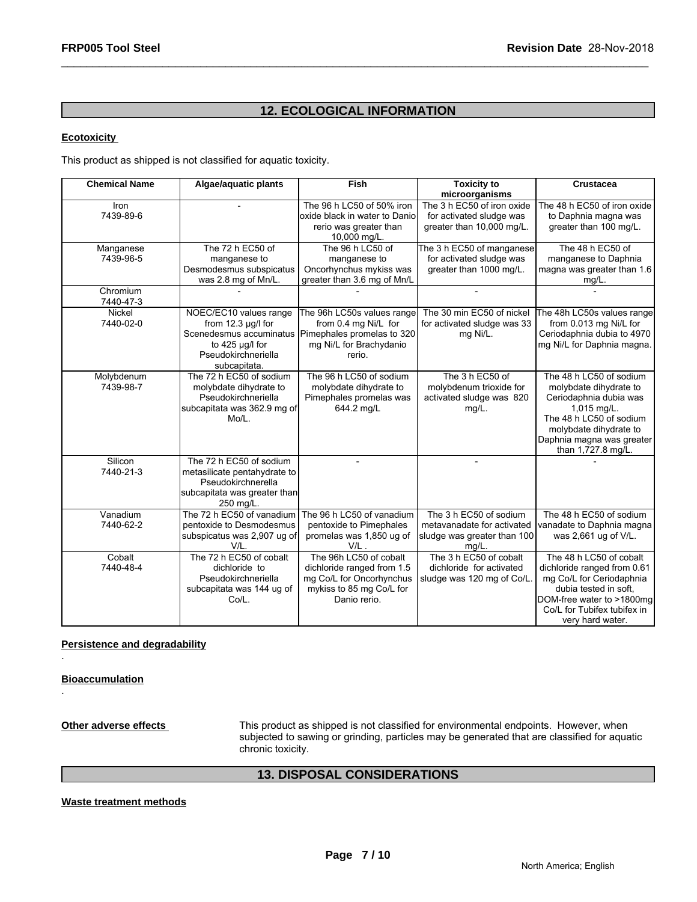## 12. ECOLOGICAL INFORMATION

**Ecotoxicity**

This product as shipped is not classified for aquatic toxicity.

| Chemical Name | Algae/aquatic plants | Fish | Toxicity to microorganisms | Crustacea |
|---|---|---|---|---|
| Iron 7439-89-6 | - | The 96 h LC50 of 50% iron oxide black in water to Danio rerio was greater than 10,000 mg/L. | The 3 h EC50 of iron oxide for activated sludge was greater than 10,000 mg/L. | The 48 h EC50 of iron oxide to Daphnia magna was greater than 100 mg/L. |
| Manganese 7439-96-5 | The 72 h EC50 of manganese to Desmodesmus subspicatus was 2.8 mg of Mn/L. | The 96 h LC50 of manganese to Oncorhynchus mykiss was greater than 3.6 mg of Mn/L | The 3 h EC50 of manganese for activated sludge was greater than 1000 mg/L. | The 48 h EC50 of manganese to Daphnia magna was greater than 1.6 mg/L. |
| Chromium 7440-47-3 | - | - | - | - |
| Nickel 7440-02-0 | NOEC/EC10 values range from 12.3 µg/l for Scenedesmus accuminatus to 425 µg/l for Pseudokirchneriella subcapitata. | The 96h LC50s values range from 0.4 mg Ni/L for Pimephales promelas to 320 mg Ni/L for Brachydanio rerio. | The 30 min EC50 of nickel for activated sludge was 33 mg Ni/L. | The 48h LC50s values range from 0.013 mg Ni/L for Ceriodaphnia dubia to 4970 mg Ni/L for Daphnia magna. |
| Molybdenum 7439-98-7 | The 72 h EC50 of sodium molybdate dihydrate to Pseudokirchneriella subcapitata was 362.9 mg of Mo/L. | The 96 h LC50 of sodium molybdate dihydrate to Pimephales promelas was 644.2 mg/L | The 3 h EC50 of molybdenum trioxide for activated sludge was 820 mg/L. | The 48 h LC50 of sodium molybdate dihydrate to Ceriodaphnia dubia was 1,015 mg/L. The 48 h LC50 of sodium molybdate dihydrate to Daphnia magna was greater than 1,727.8 mg/L. |
| Silicon 7440-21-3 | The 72 h EC50 of sodium metasilicate pentahydrate to Pseudokirchnerella subcapitata was greater than 250 mg/L. | - | - | - |
| Vanadium 7440-62-2 | The 72 h EC50 of vanadium pentoxide to Desmodesmus subspicatus was 2,907 ug of V/L. | The 96 h LC50 of vanadium pentoxide to Pimephales promelas was 1,850 ug of V/L . | The 3 h EC50 of sodium metavanadate for activated sludge was greater than 100 mg/L. | The 48 h EC50 of sodium vanadate to Daphnia magna was 2,661 ug of V/L. |
| Cobalt 7440-48-4 | The 72 h EC50 of cobalt dichloride to Pseudokirchneriella subcapitata was 144 ug of Co/L. | The 96h LC50 of cobalt dichloride ranged from 1.5 mg Co/L for Oncorhynchus mykiss to 85 mg Co/L for Danio rerio. | The 3 h EC50 of cobalt dichloride for activated sludge was 120 mg of Co/L. | The 48 h LC50 of cobalt dichloride ranged from 0.61 mg Co/L for Ceriodaphnia dubia tested in soft, DOM-free water to >1800mg Co/L for Tubifex tubifex in very hard water. |

**Persistence and degradability**

.

**Bioaccumulation**

.

**Other adverse effects** This product as shipped is not classified for environmental endpoints. However, when subjected to sawing or grinding, particles may be generated that are classified for aquatic chronic toxicity.

## 13. DISPOSAL CONSIDERATIONS

**Waste treatment methods**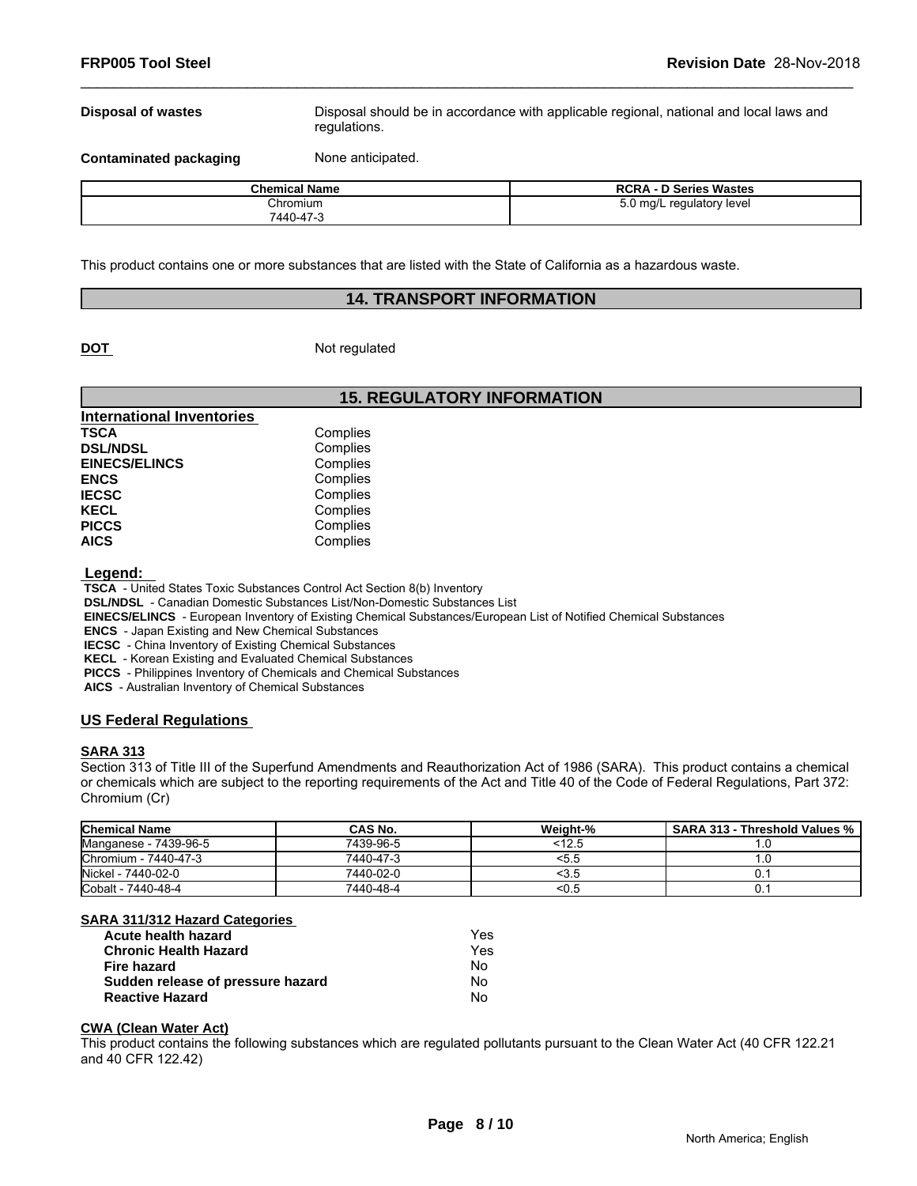**Disposal of wastes** Disposal should be in accordance with applicable regional, national and local laws and regulations.

**Contaminated packaging** None anticipated.

| Chemical Name | RCRA - D Series Wastes |
|---|---|
| Chromium 7440-47-3 | 5.0 mg/L regulatory level |

This product contains one or more substances that are listed with the State of California as a hazardous waste.

## 14. TRANSPORT INFORMATION

**DOT** Not regulated

## 15. REGULATORY INFORMATION

**International Inventories**

| | |
|---|---|
| **TSCA** | Complies |
| **DSL/NDSL** | Complies |
| **EINECS/ELINCS** | Complies |
| **ENCS** | Complies |
| **IECSC** | Complies |
| **KECL** | Complies |
| **PICCS** | Complies |
| **AICS** | Complies |

**Legend:**

**TSCA** - United States Toxic Substances Control Act Section 8(b) Inventory
**DSL/NDSL** - Canadian Domestic Substances List/Non-Domestic Substances List
**EINECS/ELINCS** - European Inventory of Existing Chemical Substances/European List of Notified Chemical Substances
**ENCS** - Japan Existing and New Chemical Substances
**IECSC** - China Inventory of Existing Chemical Substances
**KECL** - Korean Existing and Evaluated Chemical Substances
**PICCS** - Philippines Inventory of Chemicals and Chemical Substances
**AICS** - Australian Inventory of Chemical Substances

### US Federal Regulations

**SARA 313**

Section 313 of Title III of the Superfund Amendments and Reauthorization Act of 1986 (SARA). This product contains a chemical or chemicals which are subject to the reporting requirements of the Act and Title 40 of the Code of Federal Regulations, Part 372: Chromium (Cr)

| Chemical Name | CAS No. | Weight-% | SARA 313 - Threshold Values % |
|---|---|---|---|
| Manganese - 7439-96-5 | 7439-96-5 | <12.5 | 1.0 |
| Chromium - 7440-47-3 | 7440-47-3 | <5.5 | 1.0 |
| Nickel - 7440-02-0 | 7440-02-0 | <3.5 | 0.1 |
| Cobalt - 7440-48-4 | 7440-48-4 | <0.5 | 0.1 |

**SARA 311/312 Hazard Categories**

| | |
|---|---|
| **Acute health hazard** | Yes |
| **Chronic Health Hazard** | Yes |
| **Fire hazard** | No |
| **Sudden release of pressure hazard** | No |
| **Reactive Hazard** | No |

**CWA (Clean Water Act)**

This product contains the following substances which are regulated pollutants pursuant to the Clean Water Act (40 CFR 122.21 and 40 CFR 122.42)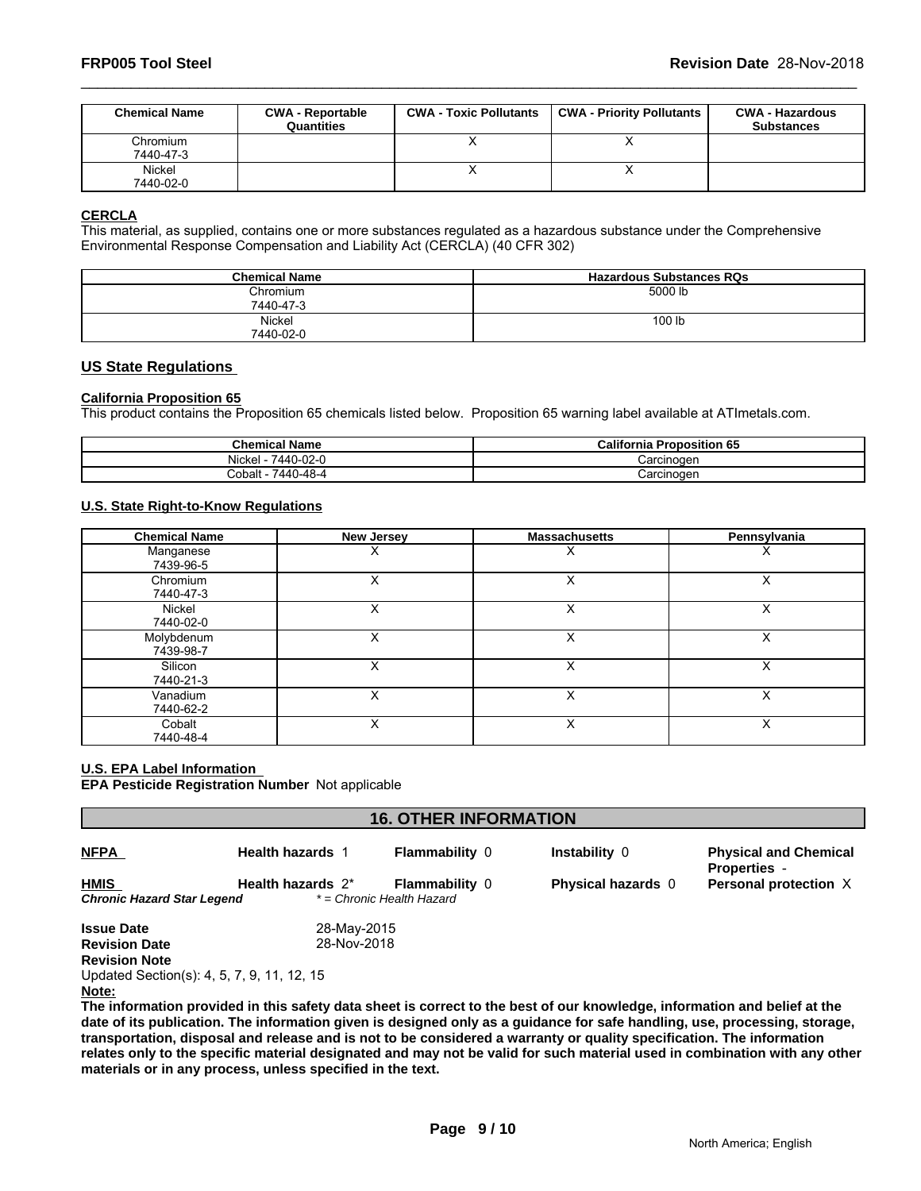| Chemical Name | CWA - Reportable Quantities | CWA - Toxic Pollutants | CWA - Priority Pollutants | CWA - Hazardous Substances |
|---|---|---|---|---|
| Chromium 7440-47-3 | | X | X | |
| Nickel 7440-02-0 | | X | X | |

**CERCLA**

This material, as supplied, contains one or more substances regulated as a hazardous substance under the Comprehensive Environmental Response Compensation and Liability Act (CERCLA) (40 CFR 302)

| Chemical Name | Hazardous Substances RQs |
|---|---|
| Chromium 7440-47-3 | 5000 lb |
| Nickel 7440-02-0 | 100 lb |

## US State Regulations

**California Proposition 65**

This product contains the Proposition 65 chemicals listed below. Proposition 65 warning label available at ATImetals.com.

| Chemical Name | California Proposition 65 |
|---|---|
| Nickel - 7440-02-0 | Carcinogen |
| Cobalt - 7440-48-4 | Carcinogen |

**U.S. State Right-to-Know Regulations**

| Chemical Name | New Jersey | Massachusetts | Pennsylvania |
|---|---|---|---|
| Manganese 7439-96-5 | X | X | X |
| Chromium 7440-47-3 | X | X | X |
| Nickel 7440-02-0 | X | X | X |
| Molybdenum 7439-98-7 | X | X | X |
| Silicon 7440-21-3 | X | X | X |
| Vanadium 7440-62-2 | X | X | X |
| Cobalt 7440-48-4 | X | X | X |

**U.S. EPA Label Information**

**EPA Pesticide Registration Number** Not applicable

## 16. OTHER INFORMATION

| | | | | |
|---|---|---|---|---|
| **NFPA** | **Health hazards** 1 | **Flammability** 0 | **Instability** 0 | **Physical and Chemical Properties** - |
| **HMIS** | **Health hazards** 2* | **Flammability** 0 | **Physical hazards** 0 | **Personal protection** X |

***Chronic Hazard Star Legend*** * = Chronic Health Hazard

**Issue Date** 28-May-2015

**Revision Date** 28-Nov-2018

**Revision Note**

Updated Section(s): 4, 5, 7, 9, 11, 12, 15

**Note:**

**The information provided in this safety data sheet is correct to the best of our knowledge, information and belief at the date of its publication. The information given is designed only as a guidance for safe handling, use, processing, storage, transportation, disposal and release and is not to be considered a warranty or quality specification. The information relates only to the specific material designated and may not be valid for such material used in combination with any other materials or in any process, unless specified in the text.**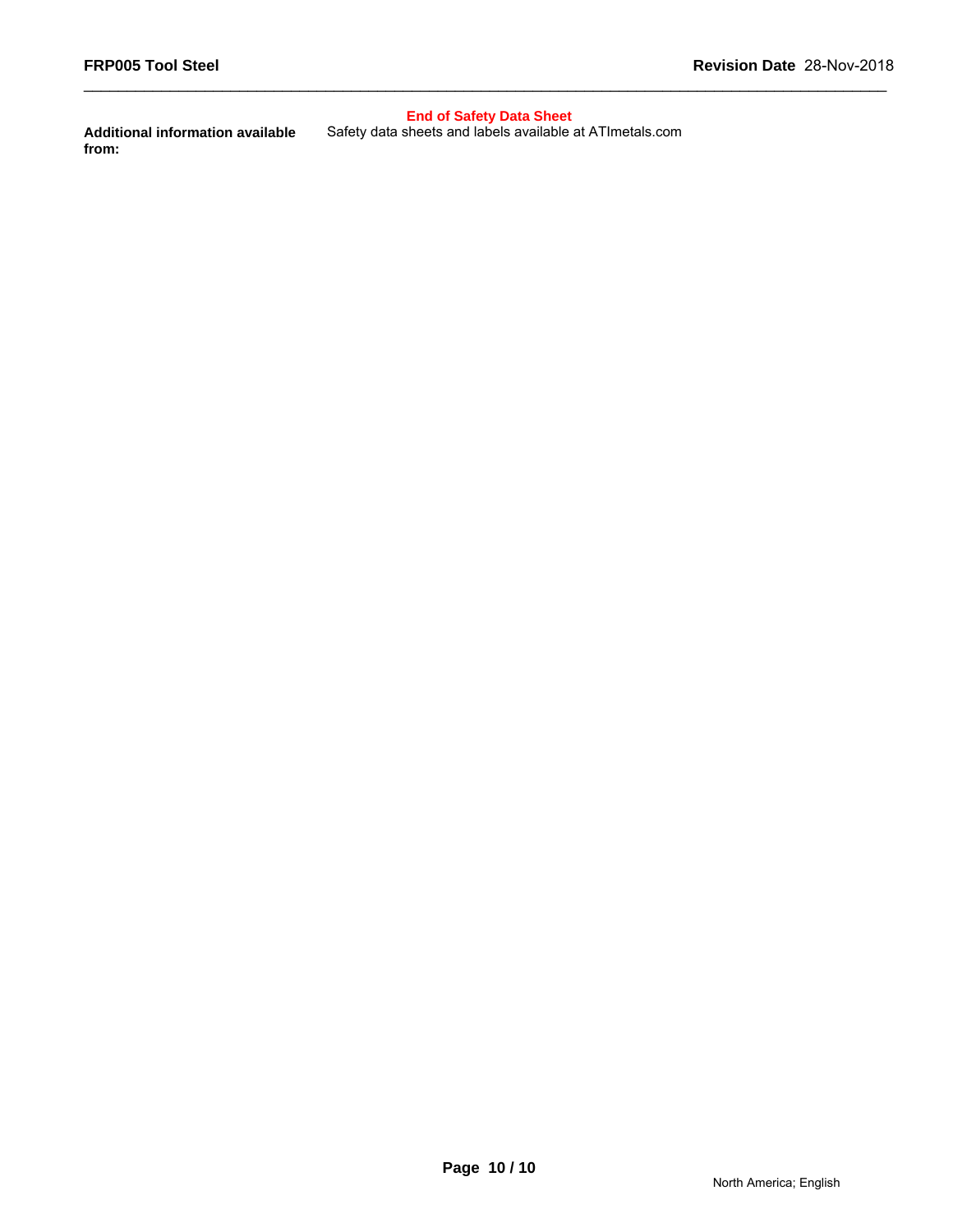**End of Safety Data Sheet**

**Additional information available from:** Safety data sheets and labels available at ATImetals.com